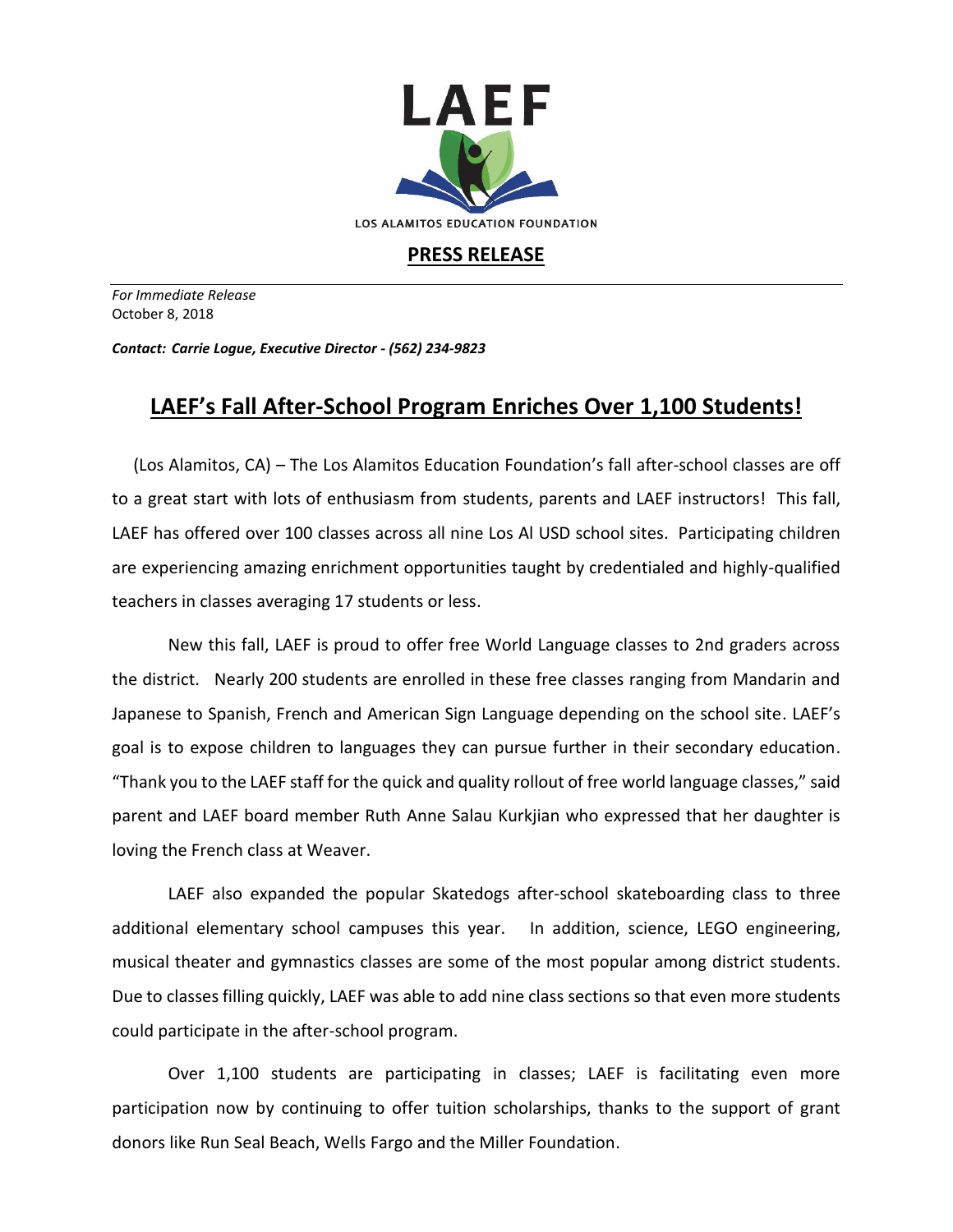LAEF

LOS ALAMITOS EDUCATION FOUNDATION

**PRESS RELEASE**

*For Immediate Release*
October 8, 2018

***Contact: Carrie Logue, Executive Director - (562) 234-9823***

# LAEF's Fall After-School Program Enriches Over 1,100 Students!

(Los Alamitos, CA) – The Los Alamitos Education Foundation's fall after-school classes are off to a great start with lots of enthusiasm from students, parents and LAEF instructors! This fall, LAEF has offered over 100 classes across all nine Los Al USD school sites. Participating children are experiencing amazing enrichment opportunities taught by credentialed and highly-qualified teachers in classes averaging 17 students or less.

New this fall, LAEF is proud to offer free World Language classes to 2nd graders across the district. Nearly 200 students are enrolled in these free classes ranging from Mandarin and Japanese to Spanish, French and American Sign Language depending on the school site. LAEF's goal is to expose children to languages they can pursue further in their secondary education. "Thank you to the LAEF staff for the quick and quality rollout of free world language classes," said parent and LAEF board member Ruth Anne Salau Kurkjian who expressed that her daughter is loving the French class at Weaver.

LAEF also expanded the popular Skatedogs after-school skateboarding class to three additional elementary school campuses this year. In addition, science, LEGO engineering, musical theater and gymnastics classes are some of the most popular among district students. Due to classes filling quickly, LAEF was able to add nine class sections so that even more students could participate in the after-school program.

Over 1,100 students are participating in classes; LAEF is facilitating even more participation now by continuing to offer tuition scholarships, thanks to the support of grant donors like Run Seal Beach, Wells Fargo and the Miller Foundation.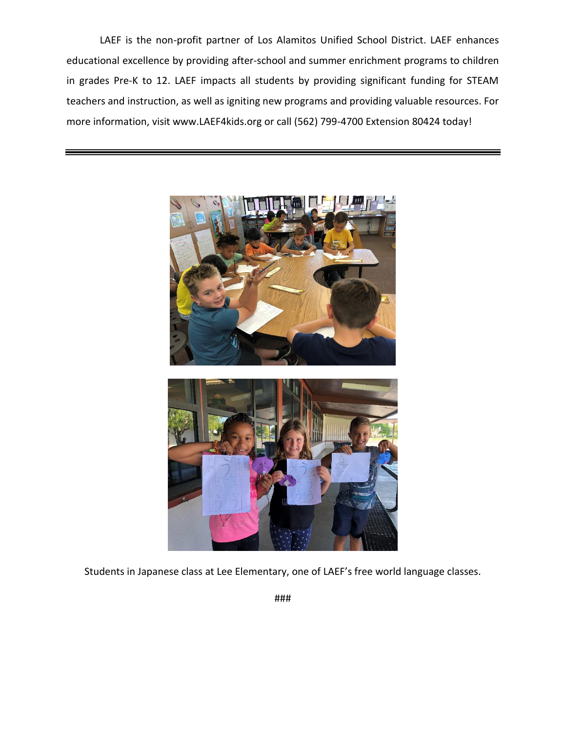LAEF is the non-profit partner of Los Alamitos Unified School District. LAEF enhances educational excellence by providing after-school and summer enrichment programs to children in grades Pre-K to 12. LAEF impacts all students by providing significant funding for STEAM teachers and instruction, as well as igniting new programs and providing valuable resources. For more information, visit www.LAEF4kids.org or call (562) 799-4700 Extension 80424 today!

---

Students in Japanese class at Lee Elementary, one of LAEF's free world language classes.

###